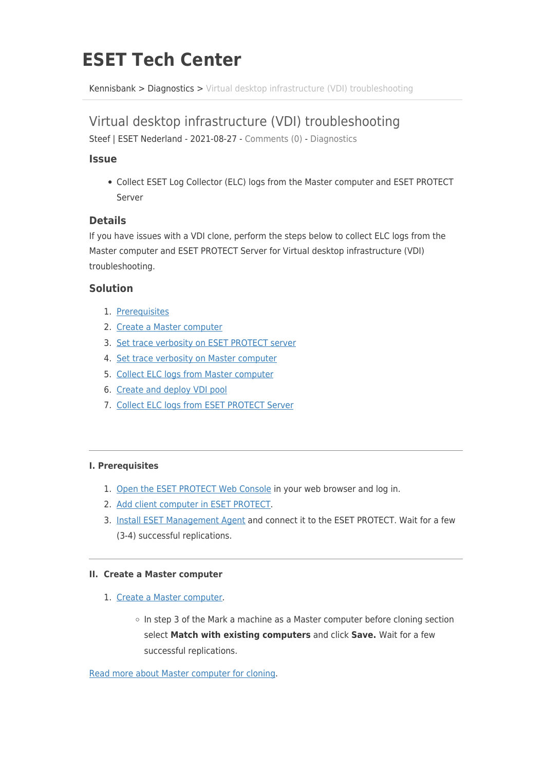# ESET Tech Center

Kennisbank > Diagnostics > Virtual desktop infrastructure (VDI) troubleshooting

## Virtual desktop infrastructure (VDI) troubleshooting

Steef | ESET Nederland - 2021-08-27 - Comments (0) - Diagnostics

### Issue

- Collect ESET Log Collector (ELC) logs from the Master computer and ESET PROTECT Server

### Details

If you have issues with a VDI clone, perform the steps below to collect ELC logs from the Master computer and ESET PROTECT Server for Virtual desktop infrastructure (VDI) troubleshooting.

### Solution

1. Prerequisites
2. Create a Master computer
3. Set trace verbosity on ESET PROTECT server
4. Set trace verbosity on Master computer
5. Collect ELC logs from Master computer
6. Create and deploy VDI pool
7. Collect ELC logs from ESET PROTECT Server

---

#### I. Prerequisites

1. Open the ESET PROTECT Web Console in your web browser and log in.
2. Add client computer in ESET PROTECT.
3. Install ESET Management Agent and connect it to the ESET PROTECT. Wait for a few (3-4) successful replications.

---

#### II. Create a Master computer

1. Create a Master computer.
    - In step 3 of the Mark a machine as a Master computer before cloning section select **Match with existing computers** and click **Save.** Wait for a few successful replications.

Read more about Master computer for cloning.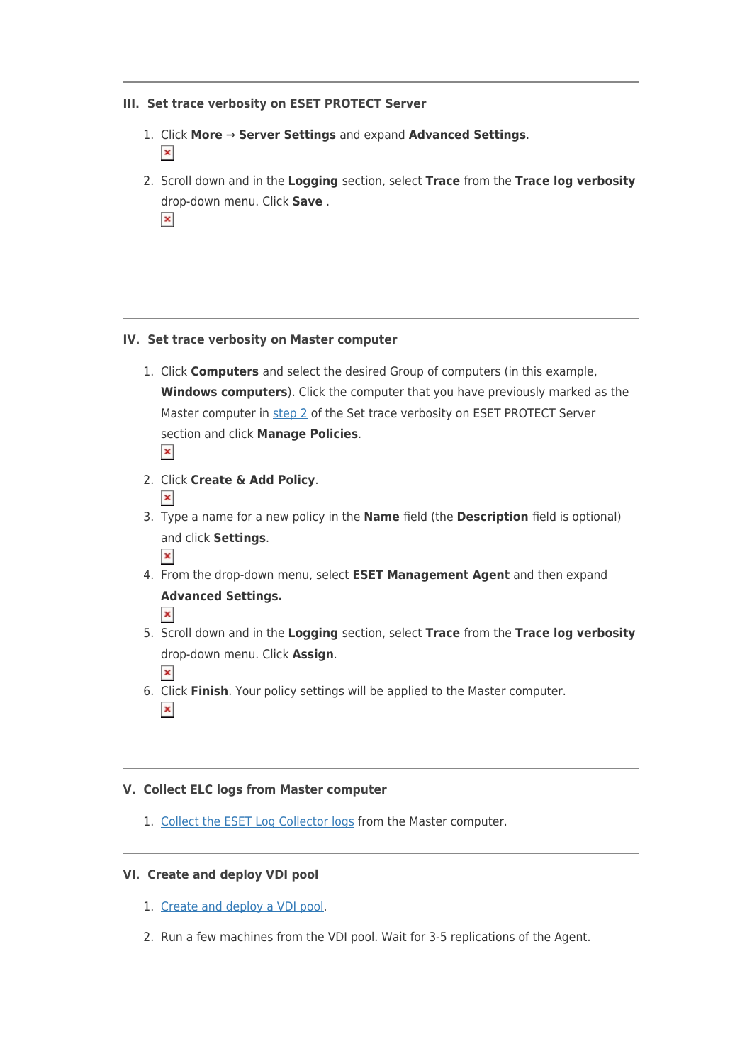---

### III. Set trace verbosity on ESET PROTECT Server

1. Click **More** → **Server Settings** and expand **Advanced Settings**.
2. Scroll down and in the **Logging** section, select **Trace** from the **Trace log verbosity** drop-down menu. Click **Save** .

---

### IV. Set trace verbosity on Master computer

1. Click **Computers** and select the desired Group of computers (in this example, **Windows computers**). Click the computer that you have previously marked as the Master computer in [step 2](#) of the Set trace verbosity on ESET PROTECT Server section and click **Manage Policies**.
2. Click **Create & Add Policy**.
3. Type a name for a new policy in the **Name** field (the **Description** field is optional) and click **Settings**.
4. From the drop-down menu, select **ESET Management Agent** and then expand **Advanced Settings.**
5. Scroll down and in the **Logging** section, select **Trace** from the **Trace log verbosity** drop-down menu. Click **Assign**.
6. Click **Finish**. Your policy settings will be applied to the Master computer.

---

### V. Collect ELC logs from Master computer

1. [Collect the ESET Log Collector logs](#) from the Master computer.

---

### VI. Create and deploy VDI pool

1. [Create and deploy a VDI pool](#).
2. Run a few machines from the VDI pool. Wait for 3-5 replications of the Agent.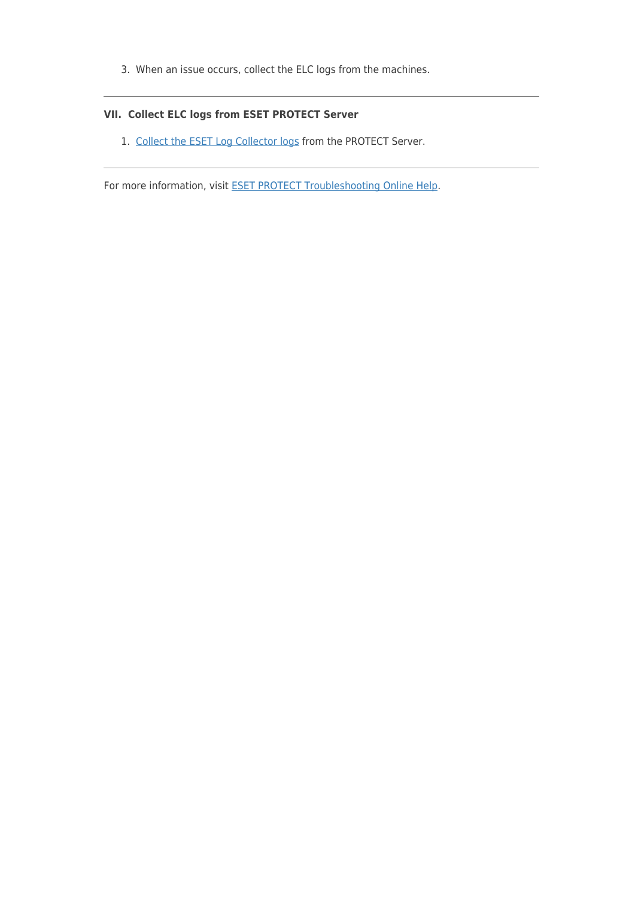3. When an issue occurs, collect the ELC logs from the machines.

---

#### VII. Collect ELC logs from ESET PROTECT Server

1. Collect the ESET Log Collector logs from the PROTECT Server.

---

For more information, visit ESET PROTECT Troubleshooting Online Help.